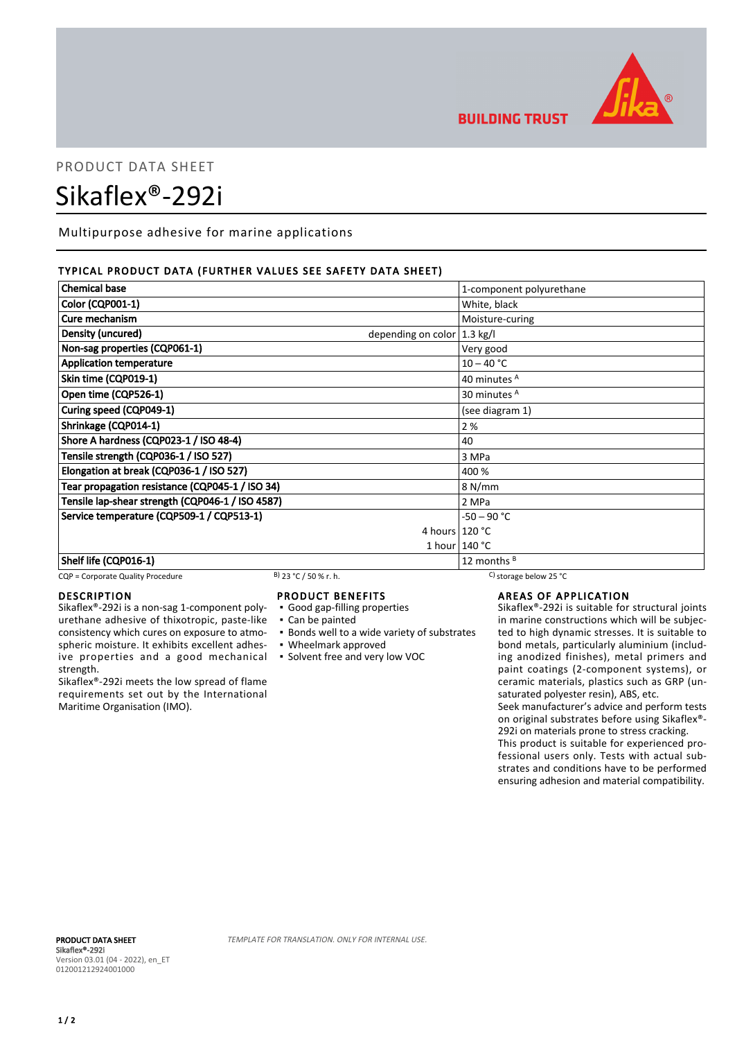PRODUCT DATA SHEET

# Sikaflex®-292i

Multipurpose adhesive for marine applications

## TYPICAL PRODUCT DATA (FURTHER VALUES SEE SAFETY DATA SHEET)

| Property | | Value |
|---|---|---|
| **Chemical base** | | 1-component polyurethane |
| **Color (CQP001-1)** | | White, black |
| **Cure mechanism** | | Moisture-curing |
| **Density (uncured)** | depending on color | 1.3 kg/l |
| **Non-sag properties (CQP061-1)** | | Very good |
| **Application temperature** | | 10 – 40 °C |
| **Skin time (CQP019-1)** | | 40 minutes [A] |
| **Open time (CQP526-1)** | | 30 minutes [A] |
| **Curing speed (CQP049-1)** | | (see diagram 1) |
| **Shrinkage (CQP014-1)** | | 2 % |
| **Shore A hardness (CQP023-1 / ISO 48-4)** | | 40 |
| **Tensile strength (CQP036-1 / ISO 527)** | | 3 MPa |
| **Elongation at break (CQP036-1 / ISO 527)** | | 400 % |
| **Tear propagation resistance (CQP045-1 / ISO 34)** | | 8 N/mm |
| **Tensile lap-shear strength (CQP046-1 / ISO 4587)** | | 2 MPa |
| **Service temperature (CQP509-1 / CQP513-1)** | | -50 – 90 °C |
| | 4 hours | 120 °C |
| | 1 hour | 140 °C |
| **Shelf life (CQP016-1)** | | 12 months [B] |

CQP = Corporate Quality Procedure B) 23 °C / 50 % r. h. C) storage below 25 °C

## DESCRIPTION

Sikaflex®-292i is a non-sag 1-component polyurethane adhesive of thixotropic, paste-like consistency which cures on exposure to atmospheric moisture. It exhibits excellent adhesive properties and a good mechanical strength.

Sikaflex®-292i meets the low spread of flame requirements set out by the International Maritime Organisation (IMO).

## PRODUCT BENEFITS

- Good gap-filling properties
- Can be painted
- Bonds well to a wide variety of substrates
- Wheelmark approved
- Solvent free and very low VOC

## AREAS OF APPLICATION

Sikaflex®-292i is suitable for structural joints in marine constructions which will be subjected to high dynamic stresses. It is suitable to bond metals, particularly aluminium (including anodized finishes), metal primers and paint coatings (2-component systems), or ceramic materials, plastics such as GRP (unsaturated polyester resin), ABS, etc.

Seek manufacturer's advice and perform tests on original substrates before using Sikaflex®-292i on materials prone to stress cracking.

This product is suitable for experienced professional users only. Tests with actual substrates and conditions have to be performed ensuring adhesion and material compatibility.

**PRODUCT DATA SHEET**
**Sikaflex®-292i**
Version 03.01 (04 - 2022), en_ET
012001212924001000

*TEMPLATE FOR TRANSLATION. ONLY FOR INTERNAL USE.*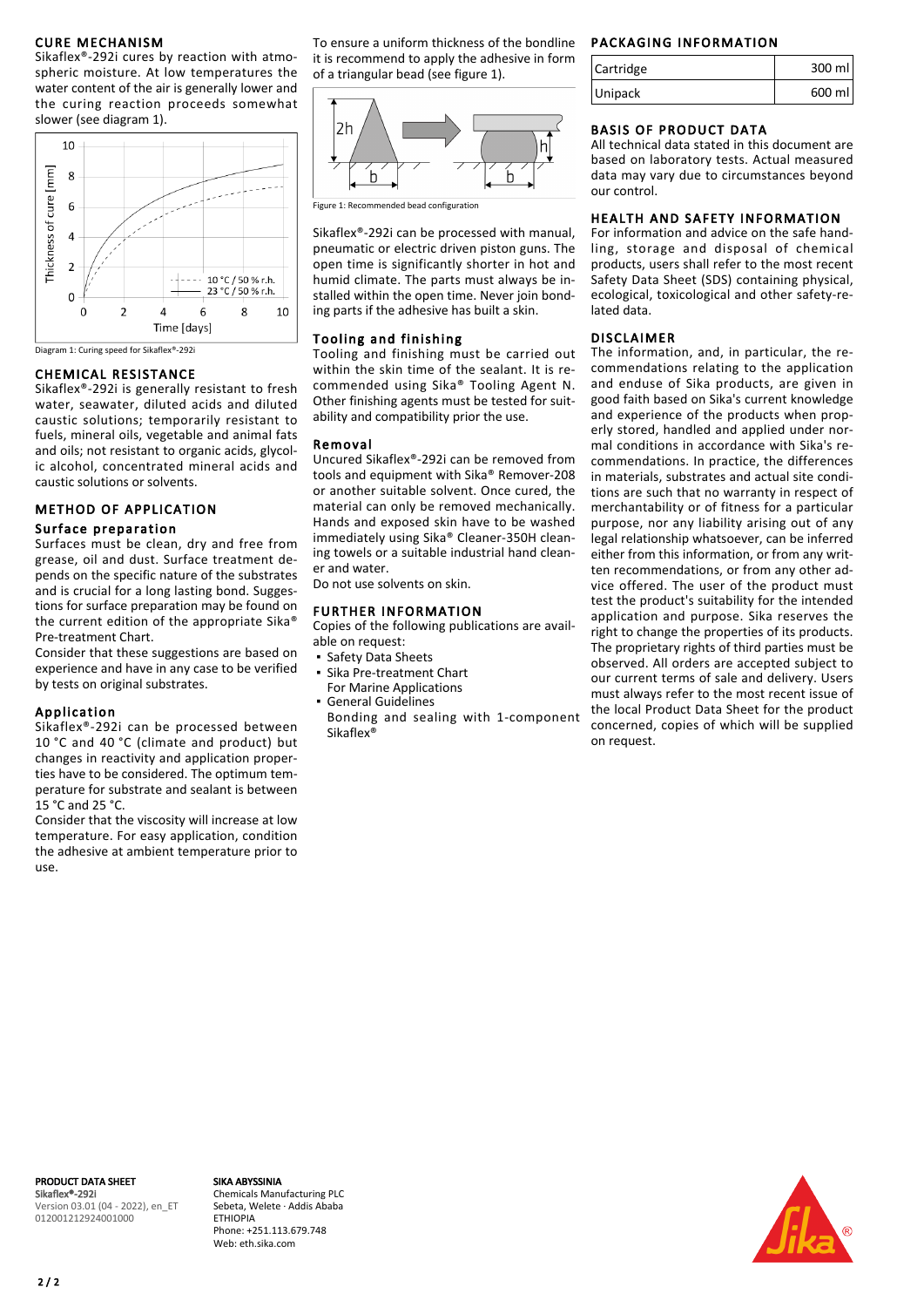## CURE MECHANISM

Sikaflex®-292i cures by reaction with atmospheric moisture. At low temperatures the water content of the air is generally lower and the curing reaction proceeds somewhat slower (see diagram 1).

Thickness of cure [mm]
10
8
6
4
2
0
0 2 4 6 8 10
Time [days]
10 °C / 50 % r.h.
23 °C / 50 % r.h.

Diagram 1: Curing speed for Sikaflex®-292i

## CHEMICAL RESISTANCE

Sikaflex®-292i is generally resistant to fresh water, seawater, diluted acids and diluted caustic solutions; temporarily resistant to fuels, mineral oils, vegetable and animal fats and oils; not resistant to organic acids, glycolic alcohol, concentrated mineral acids and caustic solutions or solvents.

## METHOD OF APPLICATION

### Surface preparation

Surfaces must be clean, dry and free from grease, oil and dust. Surface treatment depends on the specific nature of the substrates and is crucial for a long lasting bond. Suggestions for surface preparation may be found on the current edition of the appropriate Sika® Pre-treatment Chart.

Consider that these suggestions are based on experience and have in any case to be verified by tests on original substrates.

### Application

Sikaflex®-292i can be processed between 10 °C and 40 °C (climate and product) but changes in reactivity and application properties have to be considered. The optimum temperature for substrate and sealant is between 15 °C and 25 °C.

Consider that the viscosity will increase at low temperature. For easy application, condition the adhesive at ambient temperature prior to use.

To ensure a uniform thickness of the bondline it is recommend to apply the adhesive in form of a triangular bead (see figure 1).

2h
b
h
b

Figure 1: Recommended bead configuration

Sikaflex®-292i can be processed with manual, pneumatic or electric driven piston guns. The open time is significantly shorter in hot and humid climate. The parts must always be installed within the open time. Never join bonding parts if the adhesive has built a skin.

### Tooling and finishing

Tooling and finishing must be carried out within the skin time of the sealant. It is recommended using Sika® Tooling Agent N. Other finishing agents must be tested for suitability and compatibility prior the use.

### Removal

Uncured Sikaflex®-292i can be removed from tools and equipment with Sika® Remover-208 or another suitable solvent. Once cured, the material can only be removed mechanically. Hands and exposed skin have to be washed immediately using Sika® Cleaner-350H cleaning towels or a suitable industrial hand cleaner and water.

Do not use solvents on skin.

## FURTHER INFORMATION

Copies of the following publications are available on request:

- Safety Data Sheets
- Sika Pre-treatment Chart For Marine Applications
- General Guidelines Bonding and sealing with 1-component Sikaflex®

## PACKAGING INFORMATION

| | |
|---|---|
| Cartridge | 300 ml |
| Unipack | 600 ml |

## BASIS OF PRODUCT DATA

All technical data stated in this document are based on laboratory tests. Actual measured data may vary due to circumstances beyond our control.

## HEALTH AND SAFETY INFORMATION

For information and advice on the safe handling, storage and disposal of chemical products, users shall refer to the most recent Safety Data Sheet (SDS) containing physical, ecological, toxicological and other safety-related data.

## DISCLAIMER

The information, and, in particular, the recommendations relating to the application and enduse of Sika products, are given in good faith based on Sika's current knowledge and experience of the products when properly stored, handled and applied under normal conditions in accordance with Sika's recommendations. In practice, the differences in materials, substrates and actual site conditions are such that no warranty in respect of merchantability or of fitness for a particular purpose, nor any liability arising out of any legal relationship whatsoever, can be inferred either from this information, or from any written recommendations, or from any other advice offered. The user of the product must test the product's suitability for the intended application and purpose. Sika reserves the right to change the properties of its products. The proprietary rights of third parties must be observed. All orders are accepted subject to our current terms of sale and delivery. Users must always refer to the most recent issue of the local Product Data Sheet for the product concerned, copies of which will be supplied on request.

**PRODUCT DATA SHEET**
**Sikaflex®-292i**
Version 03.01 (04 - 2022), en_ET
012001212924001000

**SIKA ABYSSINIA**
Chemicals Manufacturing PLC
Sebeta, Welete · Addis Ababa
ETHIOPIA
Phone: +251.113.679.748
Web: eth.sika.com